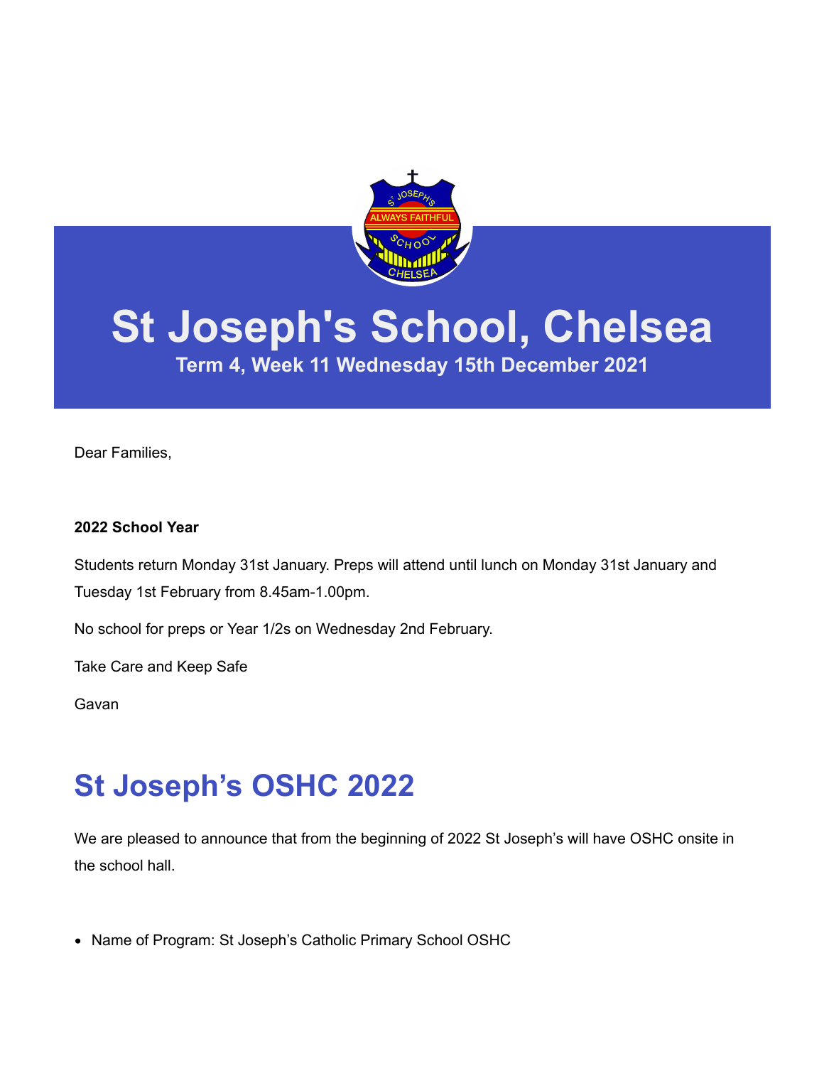# St Joseph's School, Chelsea

**Term 4, Week 11 Wednesday 15th December 2021**

Dear Families,

**2022 School Year**

Students return Monday 31st January. Preps will attend until lunch on Monday 31st January and Tuesday 1st February from 8.45am-1.00pm.

No school for preps or Year 1/2s on Wednesday 2nd February.

Take Care and Keep Safe

Gavan

## St Joseph's OSHC 2022

We are pleased to announce that from the beginning of 2022 St Joseph's will have OSHC onsite in the school hall.

- Name of Program: St Joseph's Catholic Primary School OSHC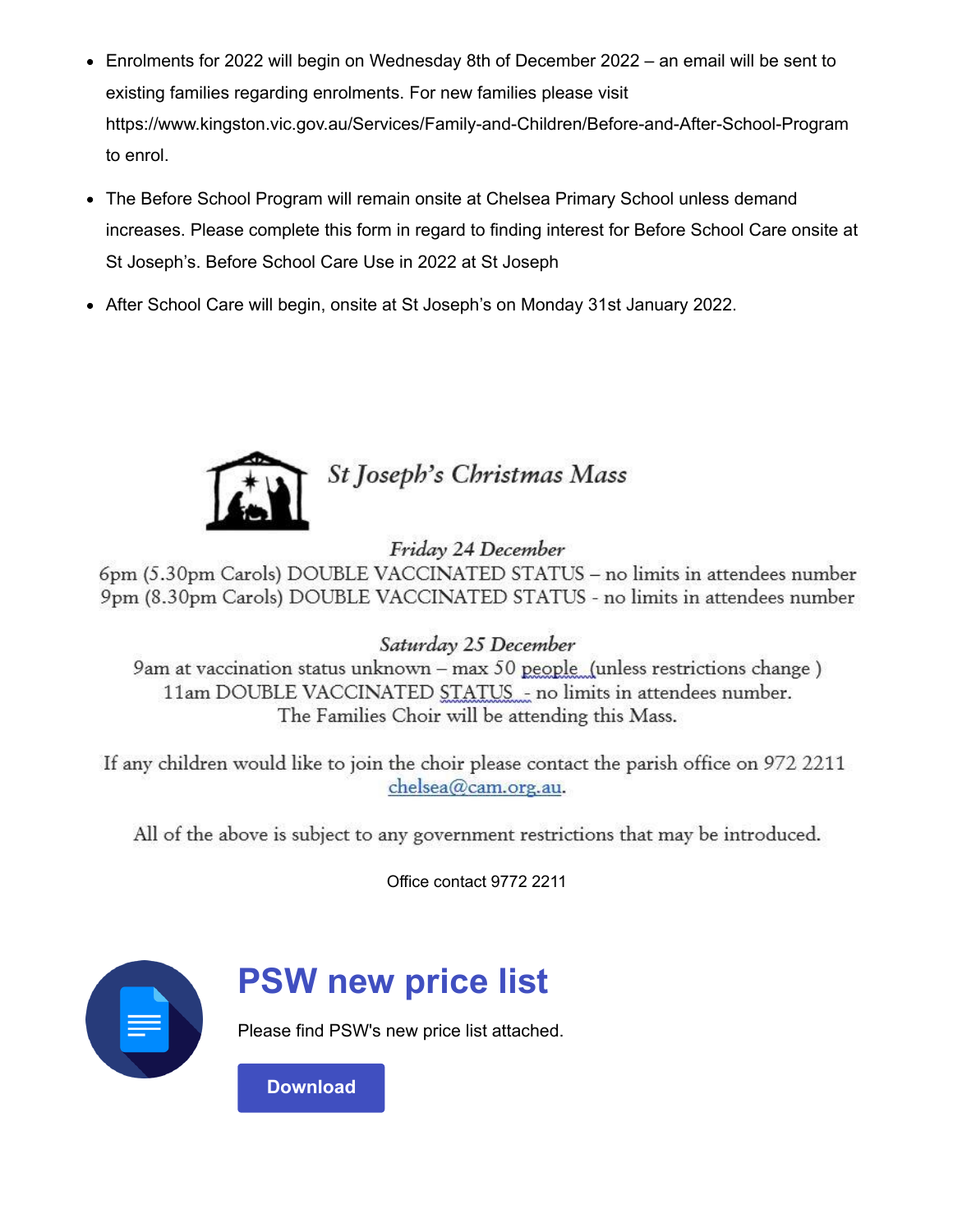- Enrolments for 2022 will begin on Wednesday 8th of December 2022 – an email will be sent to existing families regarding enrolments. For new families please visit https://www.kingston.vic.gov.au/Services/Family-and-Children/Before-and-After-School-Program to enrol.
- The Before School Program will remain onsite at Chelsea Primary School unless demand increases. Please complete this form in regard to finding interest for Before School Care onsite at St Joseph's. Before School Care Use in 2022 at St Joseph
- After School Care will begin, onsite at St Joseph's on Monday 31st January 2022.

## *St Joseph's Christmas Mass*

*Friday 24 December*

6pm (5.30pm Carols) DOUBLE VACCINATED STATUS – no limits in attendees number
9pm (8.30pm Carols) DOUBLE VACCINATED STATUS - no limits in attendees number

*Saturday 25 December*

9am at vaccination status unknown – max 50 people (unless restrictions change )
11am DOUBLE VACCINATED STATUS - no limits in attendees number.
The Families Choir will be attending this Mass.

If any children would like to join the choir please contact the parish office on 972 2211 chelsea@cam.org.au.

All of the above is subject to any government restrictions that may be introduced.

Office contact 9772 2211

## PSW new price list

Please find PSW's new price list attached.

Download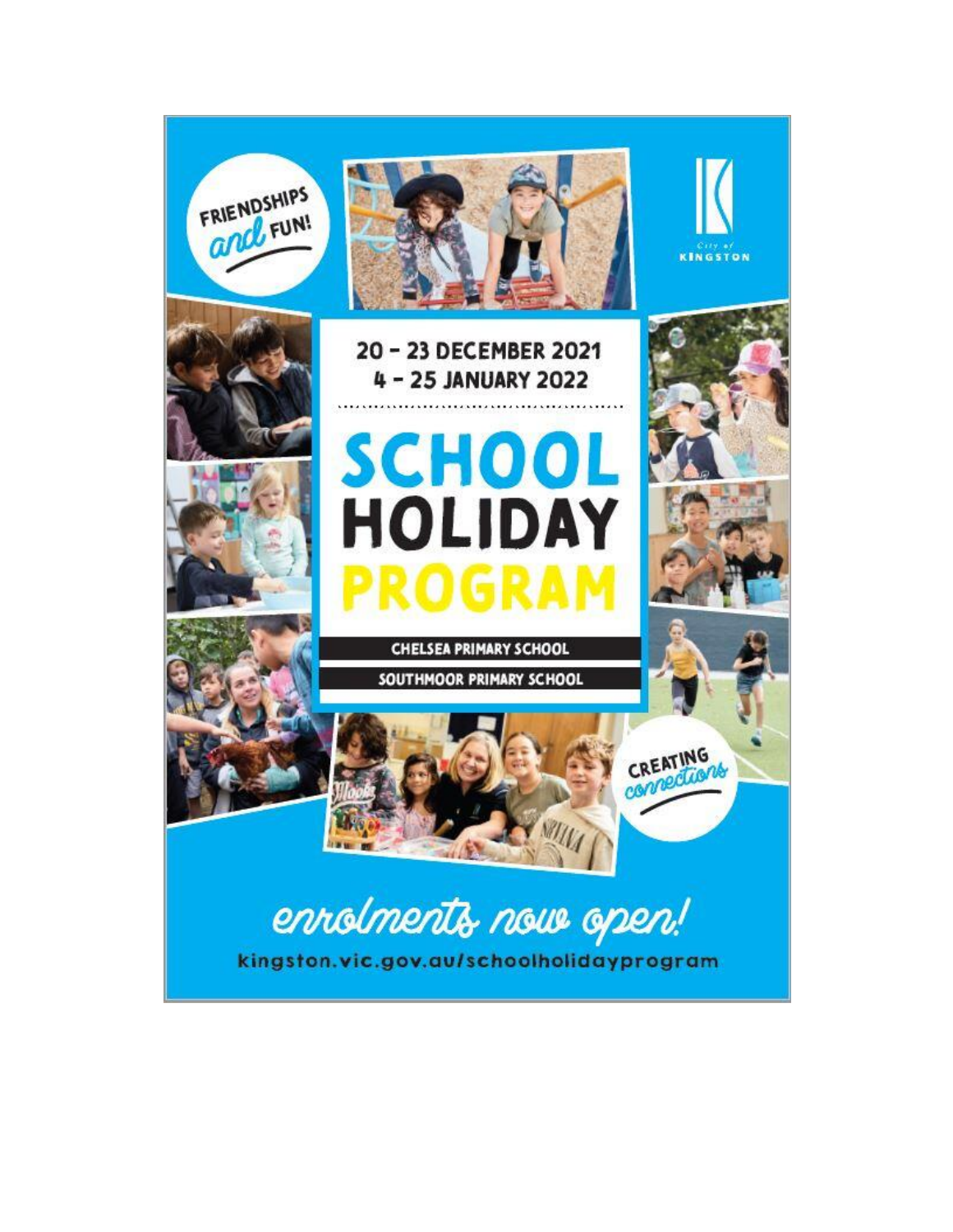FRIENDSHIPS and FUN!

City of KINGSTON

20 – 23 DECEMBER 2021
4 – 25 JANUARY 2022

# SCHOOL HOLIDAY PROGRAM

CHELSEA PRIMARY SCHOOL

SOUTHMOOR PRIMARY SCHOOL

CREATING connections

enrolments now open!

kingston.vic.gov.au/schoolholidayprogram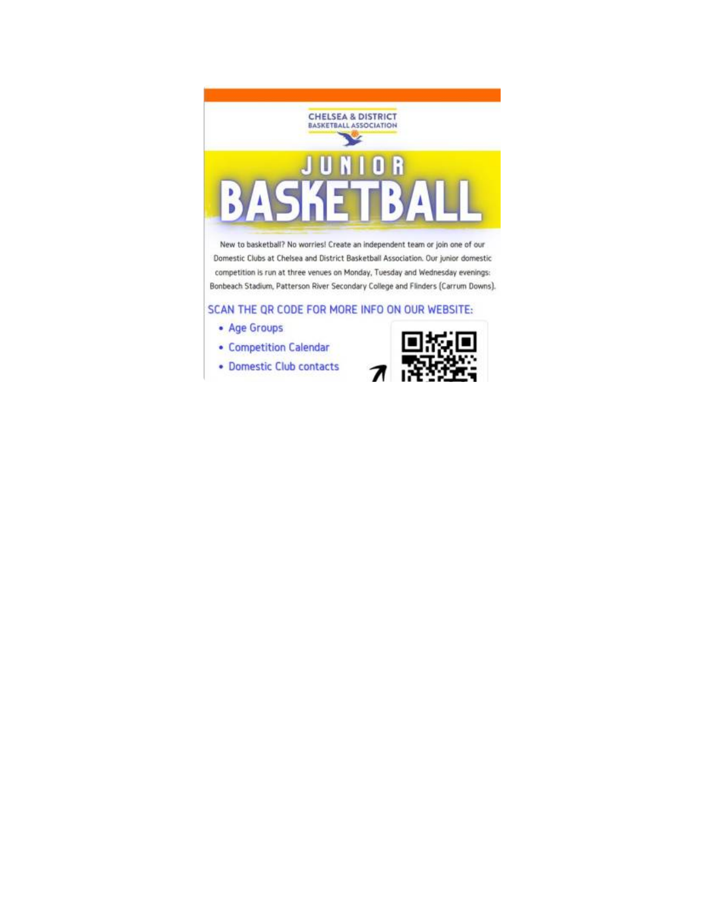CHELSEA & DISTRICT
BASKETBALL ASSOCIATION

# JUNIOR BASKETBALL

New to basketball? No worries! Create an independent team or join one of our Domestic Clubs at Chelsea and District Basketball Association. Our junior domestic competition is run at three venues on Monday, Tuesday and Wednesday evenings: Bonbeach Stadium, Patterson River Secondary College and Flinders (Carrum Downs).

## SCAN THE QR CODE FOR MORE INFO ON OUR WEBSITE:

- Age Groups
- Competition Calendar
- Domestic Club contacts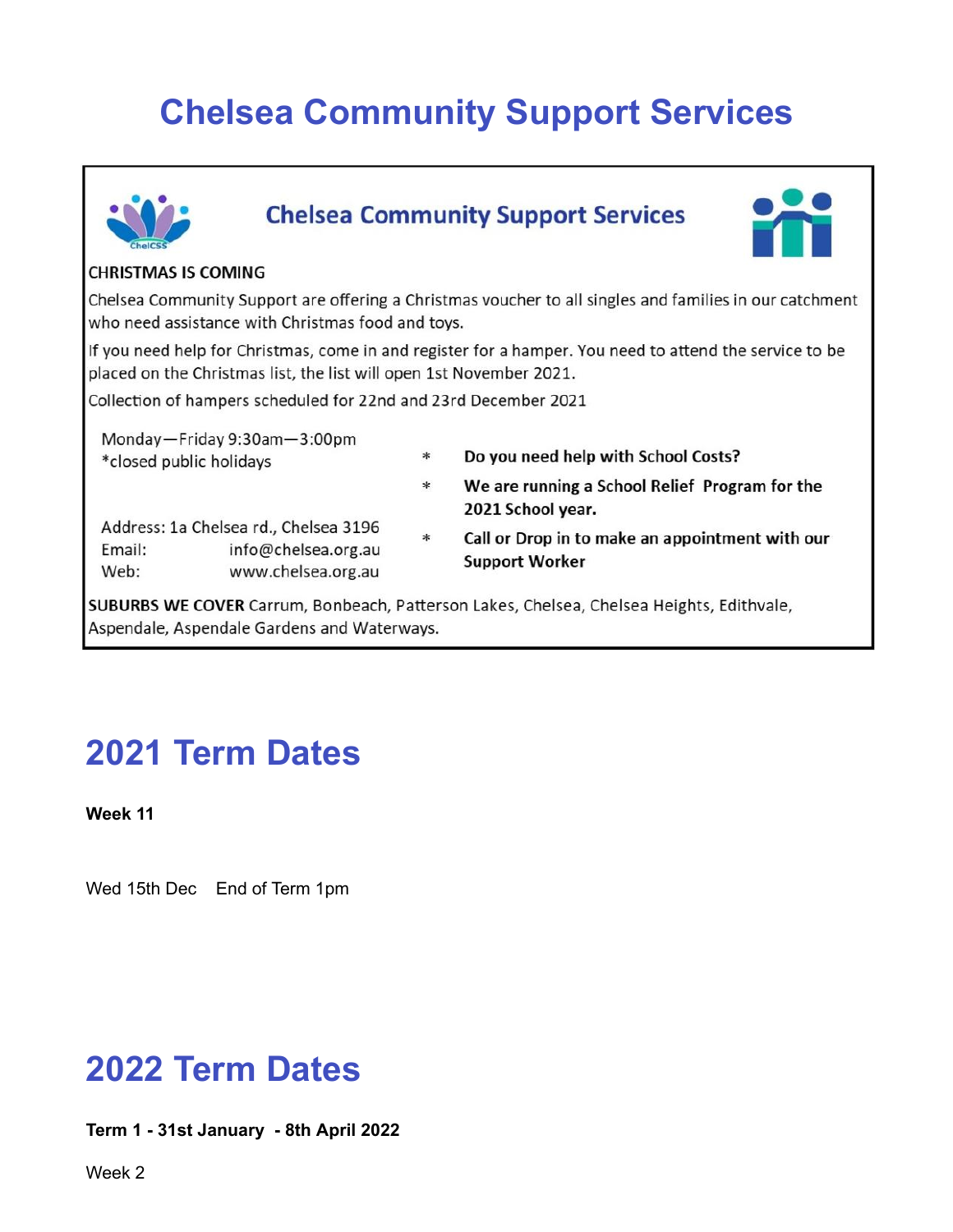# Chelsea Community Support Services

## Chelsea Community Support Services

**CHRISTMAS IS COMING**

Chelsea Community Support are offering a Christmas voucher to all singles and families in our catchment who need assistance with Christmas food and toys.

If you need help for Christmas, come in and register for a hamper. You need to attend the service to be placed on the Christmas list, the list will open 1st November 2021.

Collection of hampers scheduled for 22nd and 23rd December 2021

Monday—Friday 9:30am—3:00pm
*closed public holidays

Address: 1a Chelsea rd., Chelsea 3196
Email: info@chelsea.org.au
Web: www.chelsea.org.au

- **Do you need help with School Costs?**
- **We are running a School Relief Program for the 2021 School year.**
- **Call or Drop in to make an appointment with our Support Worker**

**SUBURBS WE COVER** Carrum, Bonbeach, Patterson Lakes, Chelsea, Chelsea Heights, Edithvale, Aspendale, Aspendale Gardens and Waterways.

# 2021 Term Dates

**Week 11**

Wed 15th Dec End of Term 1pm

# 2022 Term Dates

**Term 1 - 31st January - 8th April 2022**

Week 2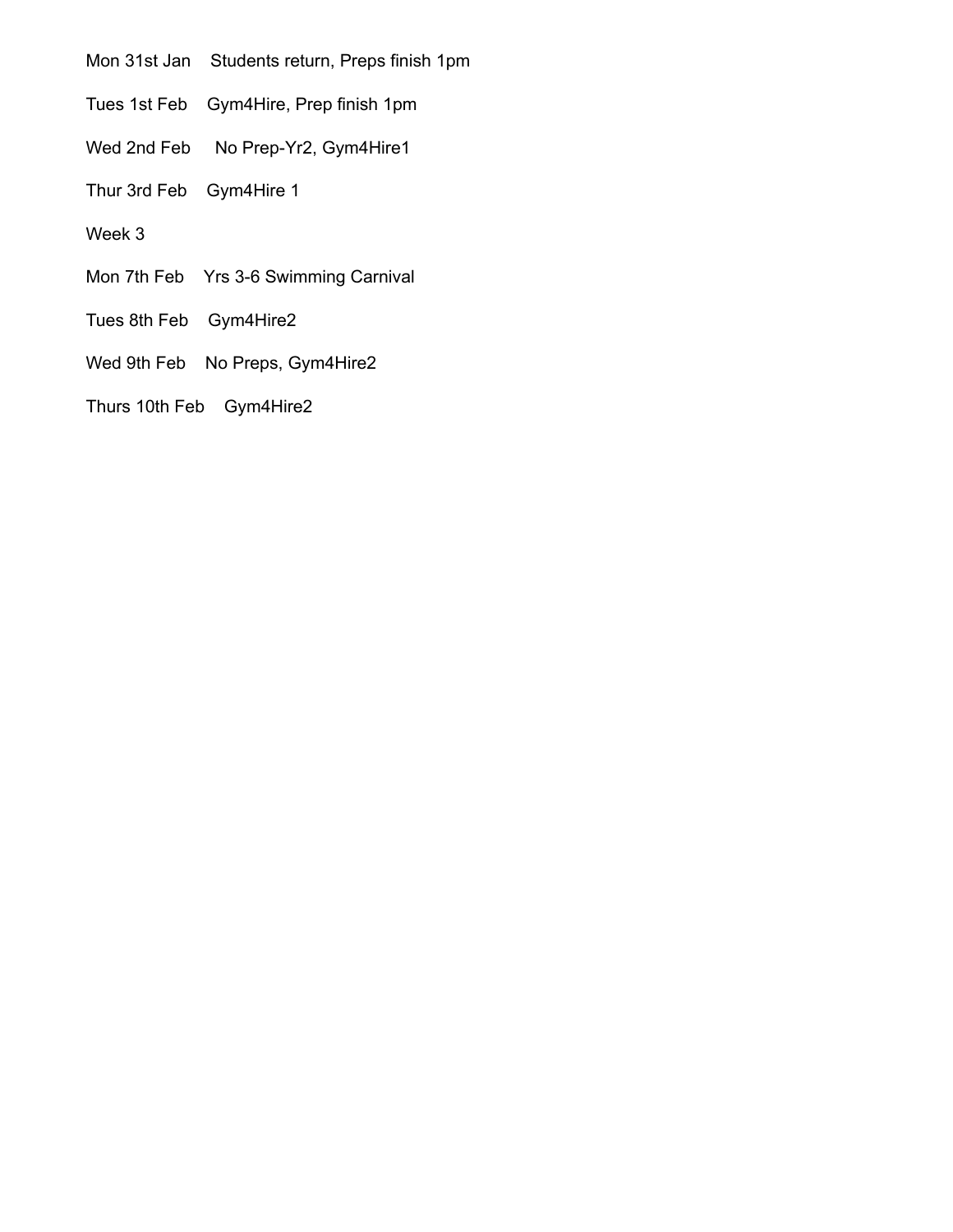Mon 31st Jan  Students return, Preps finish 1pm

Tues 1st Feb  Gym4Hire, Prep finish 1pm

Wed 2nd Feb  No Prep-Yr2, Gym4Hire1

Thur 3rd Feb  Gym4Hire 1

Week 3

Mon 7th Feb  Yrs 3-6 Swimming Carnival

Tues 8th Feb  Gym4Hire2

Wed 9th Feb  No Preps, Gym4Hire2

Thurs 10th Feb  Gym4Hire2